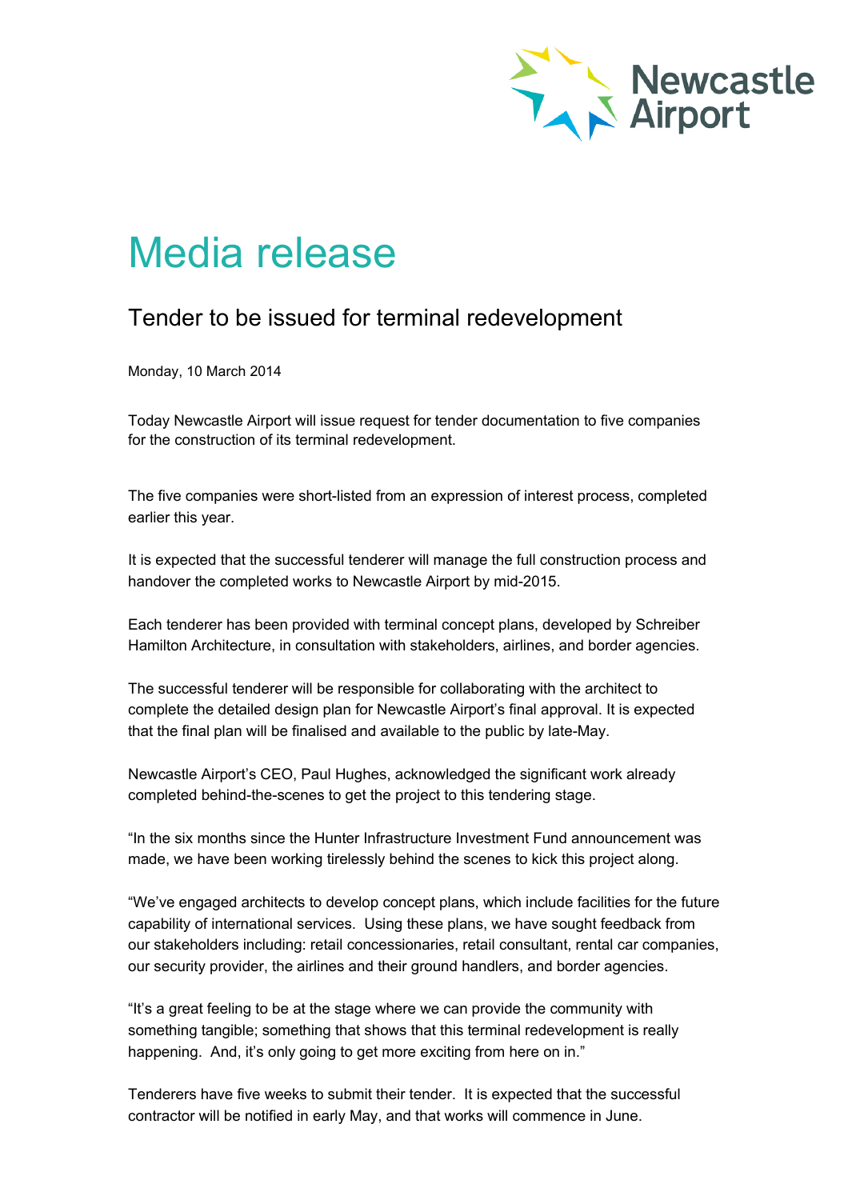Newcastle Airport

# Media release

## Tender to be issued for terminal redevelopment

Monday, 10 March 2014

Today Newcastle Airport will issue request for tender documentation to five companies for the construction of its terminal redevelopment.

The five companies were short-listed from an expression of interest process, completed earlier this year.

It is expected that the successful tenderer will manage the full construction process and handover the completed works to Newcastle Airport by mid-2015.

Each tenderer has been provided with terminal concept plans, developed by Schreiber Hamilton Architecture, in consultation with stakeholders, airlines, and border agencies.

The successful tenderer will be responsible for collaborating with the architect to complete the detailed design plan for Newcastle Airport's final approval. It is expected that the final plan will be finalised and available to the public by late-May.

Newcastle Airport's CEO, Paul Hughes, acknowledged the significant work already completed behind-the-scenes to get the project to this tendering stage.

"In the six months since the Hunter Infrastructure Investment Fund announcement was made, we have been working tirelessly behind the scenes to kick this project along.

"We've engaged architects to develop concept plans, which include facilities for the future capability of international services. Using these plans, we have sought feedback from our stakeholders including: retail concessionaries, retail consultant, rental car companies, our security provider, the airlines and their ground handlers, and border agencies.

"It's a great feeling to be at the stage where we can provide the community with something tangible; something that shows that this terminal redevelopment is really happening. And, it's only going to get more exciting from here on in."

Tenderers have five weeks to submit their tender. It is expected that the successful contractor will be notified in early May, and that works will commence in June.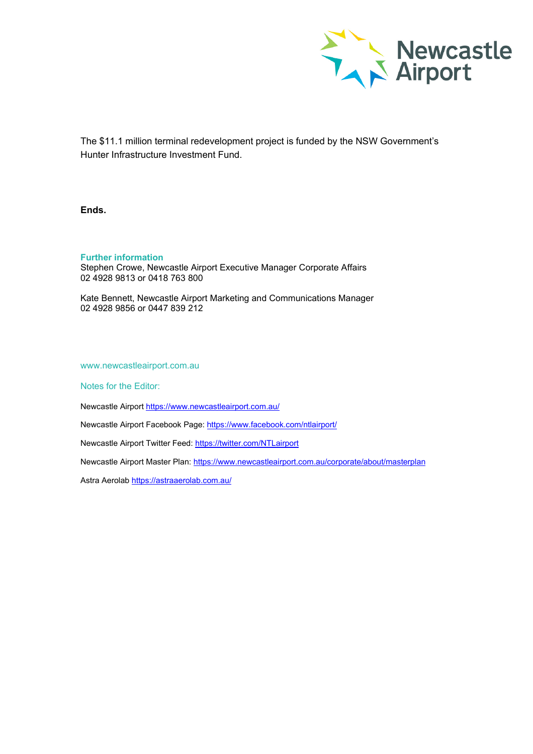The $11.1 million terminal redevelopment project is funded by the NSW Government's Hunter Infrastructure Investment Fund.

**Ends.**

**Further information**
Stephen Crowe, Newcastle Airport Executive Manager Corporate Affairs
02 4928 9813 or 0418 763 800

Kate Bennett, Newcastle Airport Marketing and Communications Manager
02 4928 9856 or 0447 839 212

www.newcastleairport.com.au

Notes for the Editor:

Newcastle Airport https://www.newcastleairport.com.au/

Newcastle Airport Facebook Page: https://www.facebook.com/ntlairport/

Newcastle Airport Twitter Feed: https://twitter.com/NTLairport

Newcastle Airport Master Plan: https://www.newcastleairport.com.au/corporate/about/masterplan

Astra Aerolab https://astraaerolab.com.au/